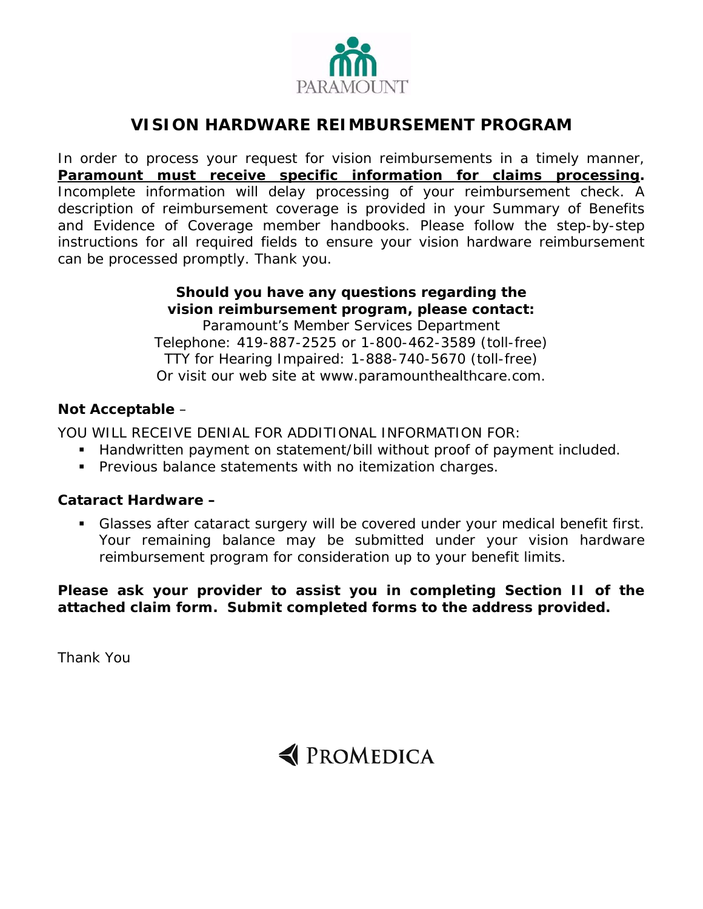PARAMOUNT

# VISION HARDWARE REIMBURSEMENT PROGRAM

In order to process your request for vision reimbursements in a timely manner, **Paramount must receive specific information for claims processing.** Incomplete information will delay processing of your reimbursement check. A description of reimbursement coverage is provided in your Summary of Benefits and Evidence of Coverage member handbooks. Please follow the step-by-step instructions for all required fields to ensure your vision hardware reimbursement can be processed promptly. Thank you.

**Should you have any questions regarding the vision reimbursement program, please contact:**
Paramount's Member Services Department
Telephone: 419-887-2525 or 1-800-462-3589 (toll-free)
TTY for Hearing Impaired: 1-888-740-5670 (toll-free)
Or visit our web site at www.paramounthealthcare.com.

**Not Acceptable** –

YOU WILL RECEIVE DENIAL FOR ADDITIONAL INFORMATION FOR:

- Handwritten payment on statement/bill without proof of payment included.
- Previous balance statements with no itemization charges.

**Cataract Hardware –**

- Glasses after cataract surgery will be covered under your medical benefit first. Your remaining balance may be submitted under your vision hardware reimbursement program for consideration up to your benefit limits.

**Please ask your provider to assist you in completing Section II of the attached claim form. Submit completed forms to the address provided.**

Thank You

PROMEDICA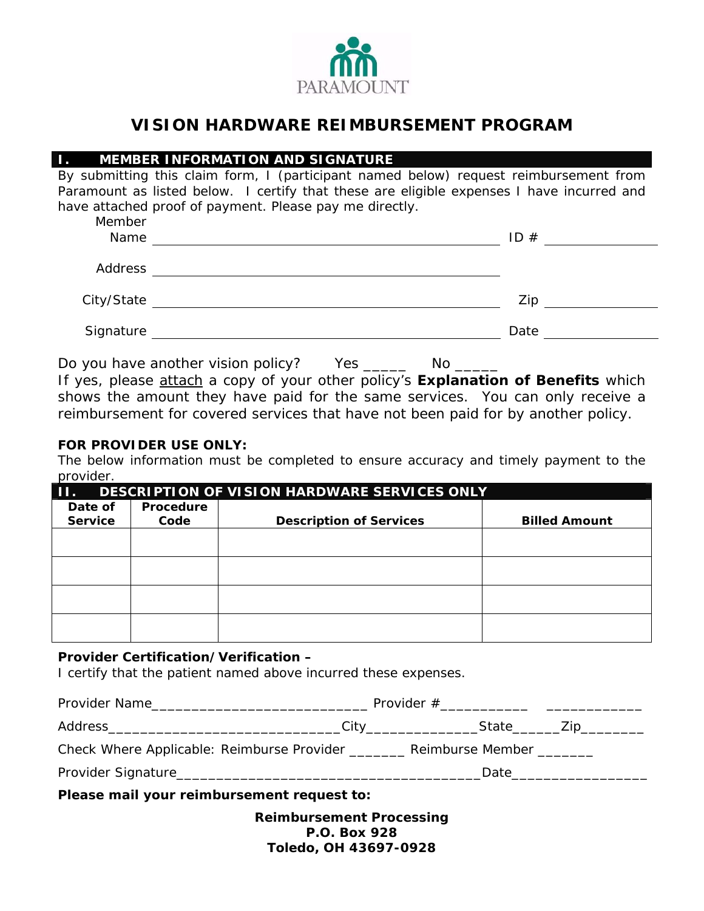PARAMOUNT

# VISION HARDWARE REIMBURSEMENT PROGRAM

## I. MEMBER INFORMATION AND SIGNATURE

By submitting this claim form, I (participant named below) request reimbursement from Paramount as listed below. I certify that these are eligible expenses I have incurred and have attached proof of payment. Please pay me directly.

Member Name ______________________________ ID # ______________

Address ______________________________

City/State ______________________________ Zip ______________

Signature ______________________________ Date ______________

Do you have another vision policy? Yes _____ No _____

If yes, please attach a copy of your other policy's **Explanation of Benefits** which shows the amount they have paid for the same services. You can only receive a reimbursement for covered services that have not been paid for by another policy.

**FOR PROVIDER USE ONLY:**

The below information must be completed to ensure accuracy and timely payment to the provider.

## II. DESCRIPTION OF VISION HARDWARE SERVICES ONLY

| Date of Service | Procedure Code | Description of Services | Billed Amount |
|---|---|---|---|
| | | | |
| | | | |
| | | | |
| | | | |

**Provider Certification/Verification –**

I certify that the patient named above incurred these expenses.

Provider Name___________________________ Provider #___________ ____________

Address_____________________________City______________State______Zip________

Check Where Applicable: Reimburse Provider _______ Reimburse Member _______

Provider Signature______________________________________Date_________________

**Please mail your reimbursement request to:**

**Reimbursement Processing**
**P.O. Box 928**
**Toledo, OH 43697-0928**